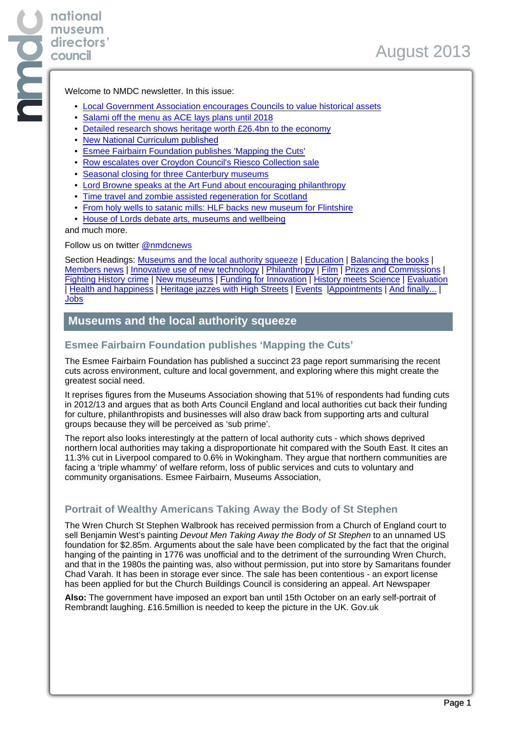national museum directors' council

August 2013

Welcome to NMDC newsletter. In this issue:

- Local Government Association encourages Councils to value historical assets
- Salami off the menu as ACE lays plans until 2018
- Detailed research shows heritage worth £26.4bn to the economy
- New National Curriculum published
- Esmee Fairbairn Foundation publishes 'Mapping the Cuts'
- Row escalates over Croydon Council's Riesco Collection sale
- Seasonal closing for three Canterbury museums
- Lord Browne speaks at the Art Fund about encouraging philanthropy
- Time travel and zombie assisted regeneration for Scotland
- From holy wells to satanic mills: HLF backs new museum for Flintshire
- House of Lords debate arts, museums and wellbeing

and much more.

Follow us on twitter @nmdcnews

Section Headings: Museums and the local authority squeeze | Education | Balancing the books | Members news | Innovative use of new technology | Philanthropy | Film | Prizes and Commissions | Fighting History crime | New museums | Funding for Innovation | History meets Science | Evaluation | Health and happiness | Heritage jazzes with High Streets | Events |Appointments | And finally... | Jobs

## Museums and the local authority squeeze

### Esmee Fairbairn Foundation publishes 'Mapping the Cuts'

The Esmee Fairbairn Foundation has published a succinct 23 page report summarising the recent cuts across environment, culture and local government, and exploring where this might create the greatest social need.

It reprises figures from the Museums Association showing that 51% of respondents had funding cuts in 2012/13 and argues that as both Arts Council England and local authorities cut back their funding for culture, philanthropists and businesses will also draw back from supporting arts and cultural groups because they will be perceived as 'sub prime'.

The report also looks interestingly at the pattern of local authority cuts - which shows deprived northern local authorities may taking a disproportionate hit compared with the South East. It cites an 11.3% cut in Liverpool compared to 0.6% in Wokingham. They argue that northern communities are facing a 'triple whammy' of welfare reform, loss of public services and cuts to voluntary and community organisations. Esmee Fairbairn, Museums Association,

### Portrait of Wealthy Americans Taking Away the Body of St Stephen

The Wren Church St Stephen Walbrook has received permission from a Church of England court to sell Benjamin West's painting *Devout Men Taking Away the Body of St Stephen* to an unnamed US foundation for $2.85m. Arguments about the sale have been complicated by the fact that the original hanging of the painting in 1776 was unofficial and to the detriment of the surrounding Wren Church, and that in the 1980s the painting was, also without permission, put into store by Samaritans founder Chad Varah. It has been in storage ever since. The sale has been contentious - an export license has been applied for but the Church Buildings Council is considering an appeal. Art Newspaper

**Also:** The government have imposed an export ban until 15th October on an early self-portrait of Rembrandt laughing. £16.5million is needed to keep the picture in the UK. Gov.uk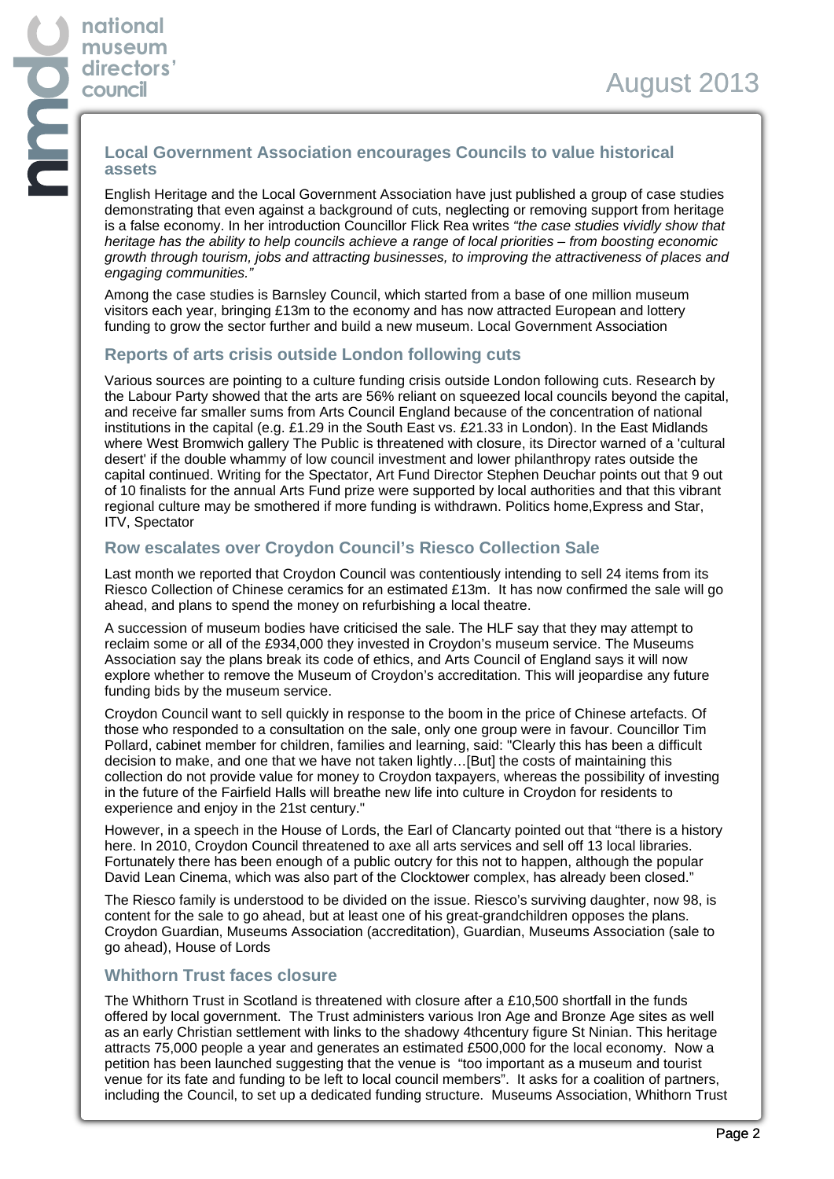## Local Government Association encourages Councils to value historical assets

English Heritage and the Local Government Association have just published a group of case studies demonstrating that even against a background of cuts, neglecting or removing support from heritage is a false economy. In her introduction Councillor Flick Rea writes *"the case studies vividly show that heritage has the ability to help councils achieve a range of local priorities – from boosting economic growth through tourism, jobs and attracting businesses, to improving the attractiveness of places and engaging communities."*

Among the case studies is Barnsley Council, which started from a base of one million museum visitors each year, bringing £13m to the economy and has now attracted European and lottery funding to grow the sector further and build a new museum. Local Government Association

## Reports of arts crisis outside London following cuts

Various sources are pointing to a culture funding crisis outside London following cuts. Research by the Labour Party showed that the arts are 56% reliant on squeezed local councils beyond the capital, and receive far smaller sums from Arts Council England because of the concentration of national institutions in the capital (e.g. £1.29 in the South East vs. £21.33 in London). In the East Midlands where West Bromwich gallery The Public is threatened with closure, its Director warned of a 'cultural desert' if the double whammy of low council investment and lower philanthropy rates outside the capital continued. Writing for the Spectator, Art Fund Director Stephen Deuchar points out that 9 out of 10 finalists for the annual Arts Fund prize were supported by local authorities and that this vibrant regional culture may be smothered if more funding is withdrawn. Politics home,Express and Star, ITV, Spectator

## Row escalates over Croydon Council's Riesco Collection Sale

Last month we reported that Croydon Council was contentiously intending to sell 24 items from its Riesco Collection of Chinese ceramics for an estimated £13m. It has now confirmed the sale will go ahead, and plans to spend the money on refurbishing a local theatre.

A succession of museum bodies have criticised the sale. The HLF say that they may attempt to reclaim some or all of the £934,000 they invested in Croydon's museum service. The Museums Association say the plans break its code of ethics, and Arts Council of England says it will now explore whether to remove the Museum of Croydon's accreditation. This will jeopardise any future funding bids by the museum service.

Croydon Council want to sell quickly in response to the boom in the price of Chinese artefacts. Of those who responded to a consultation on the sale, only one group were in favour. Councillor Tim Pollard, cabinet member for children, families and learning, said: "Clearly this has been a difficult decision to make, and one that we have not taken lightly…[But] the costs of maintaining this collection do not provide value for money to Croydon taxpayers, whereas the possibility of investing in the future of the Fairfield Halls will breathe new life into culture in Croydon for residents to experience and enjoy in the 21st century."

However, in a speech in the House of Lords, the Earl of Clancarty pointed out that "there is a history here. In 2010, Croydon Council threatened to axe all arts services and sell off 13 local libraries. Fortunately there has been enough of a public outcry for this not to happen, although the popular David Lean Cinema, which was also part of the Clocktower complex, has already been closed."

The Riesco family is understood to be divided on the issue. Riesco's surviving daughter, now 98, is content for the sale to go ahead, but at least one of his great-grandchildren opposes the plans. Croydon Guardian, Museums Association (accreditation), Guardian, Museums Association (sale to go ahead), House of Lords

## Whithorn Trust faces closure

The Whithorn Trust in Scotland is threatened with closure after a £10,500 shortfall in the funds offered by local government. The Trust administers various Iron Age and Bronze Age sites as well as an early Christian settlement with links to the shadowy 4thcentury figure St Ninian. This heritage attracts 75,000 people a year and generates an estimated £500,000 for the local economy. Now a petition has been launched suggesting that the venue is "too important as a museum and tourist venue for its fate and funding to be left to local council members". It asks for a coalition of partners, including the Council, to set up a dedicated funding structure. Museums Association, Whithorn Trust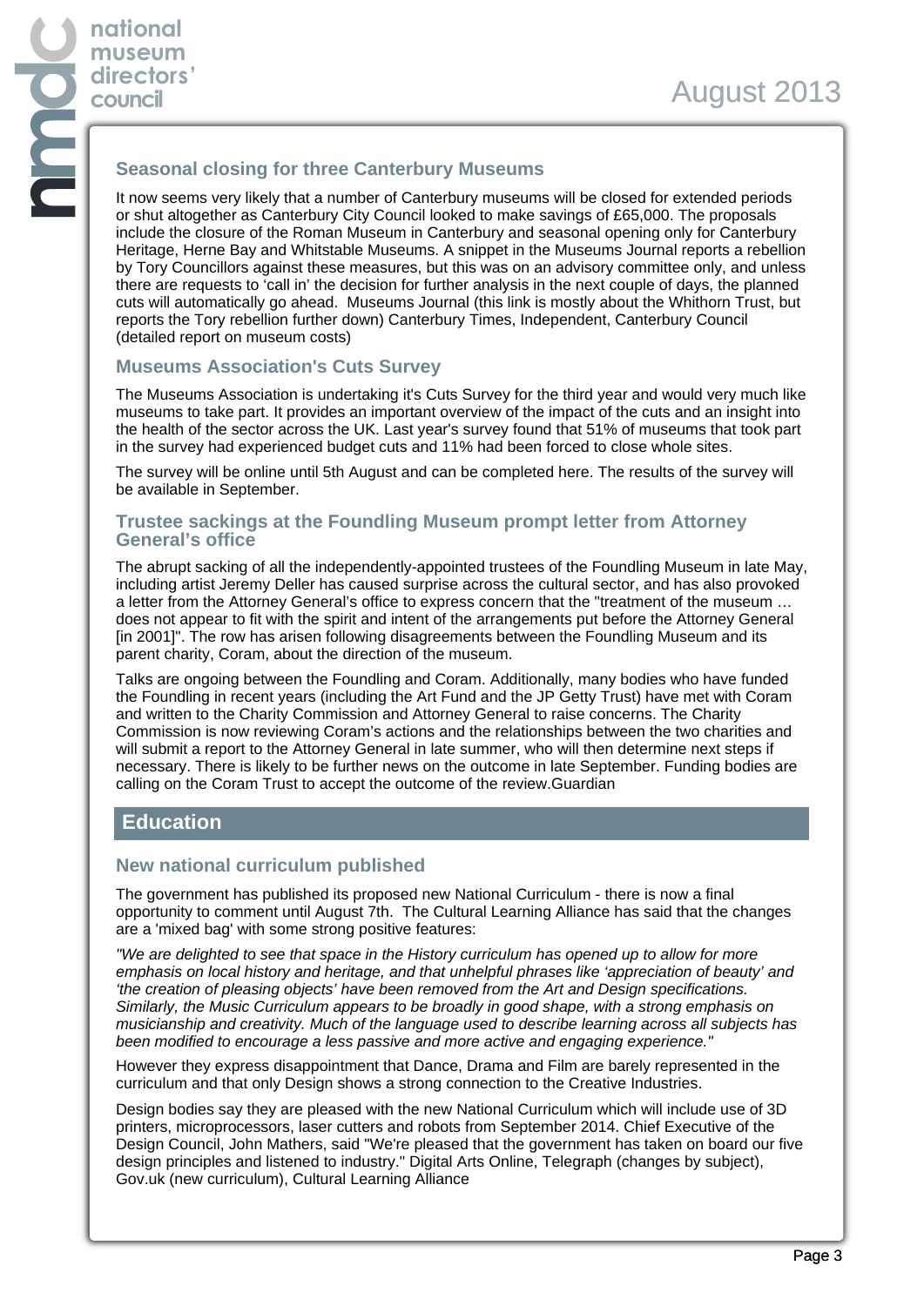### Seasonal closing for three Canterbury Museums

It now seems very likely that a number of Canterbury museums will be closed for extended periods or shut altogether as Canterbury City Council looked to make savings of £65,000. The proposals include the closure of the Roman Museum in Canterbury and seasonal opening only for Canterbury Heritage, Herne Bay and Whitstable Museums. A snippet in the Museums Journal reports a rebellion by Tory Councillors against these measures, but this was on an advisory committee only, and unless there are requests to 'call in' the decision for further analysis in the next couple of days, the planned cuts will automatically go ahead. Museums Journal (this link is mostly about the Whithorn Trust, but reports the Tory rebellion further down) Canterbury Times, Independent, Canterbury Council (detailed report on museum costs)

### Museums Association's Cuts Survey

The Museums Association is undertaking it's Cuts Survey for the third year and would very much like museums to take part. It provides an important overview of the impact of the cuts and an insight into the health of the sector across the UK. Last year's survey found that 51% of museums that took part in the survey had experienced budget cuts and 11% had been forced to close whole sites.

The survey will be online until 5th August and can be completed here. The results of the survey will be available in September.

### Trustee sackings at the Foundling Museum prompt letter from Attorney General's office

The abrupt sacking of all the independently-appointed trustees of the Foundling Museum in late May, including artist Jeremy Deller has caused surprise across the cultural sector, and has also provoked a letter from the Attorney General's office to express concern that the "treatment of the museum … does not appear to fit with the spirit and intent of the arrangements put before the Attorney General [in 2001]". The row has arisen following disagreements between the Foundling Museum and its parent charity, Coram, about the direction of the museum.

Talks are ongoing between the Foundling and Coram. Additionally, many bodies who have funded the Foundling in recent years (including the Art Fund and the JP Getty Trust) have met with Coram and written to the Charity Commission and Attorney General to raise concerns. The Charity Commission is now reviewing Coram's actions and the relationships between the two charities and will submit a report to the Attorney General in late summer, who will then determine next steps if necessary. There is likely to be further news on the outcome in late September. Funding bodies are calling on the Coram Trust to accept the outcome of the review.Guardian

## Education

### New national curriculum published

The government has published its proposed new National Curriculum - there is now a final opportunity to comment until August 7th. The Cultural Learning Alliance has said that the changes are a 'mixed bag' with some strong positive features:

*"We are delighted to see that space in the History curriculum has opened up to allow for more emphasis on local history and heritage, and that unhelpful phrases like 'appreciation of beauty' and 'the creation of pleasing objects' have been removed from the Art and Design specifications. Similarly, the Music Curriculum appears to be broadly in good shape, with a strong emphasis on musicianship and creativity. Much of the language used to describe learning across all subjects has been modified to encourage a less passive and more active and engaging experience."*

However they express disappointment that Dance, Drama and Film are barely represented in the curriculum and that only Design shows a strong connection to the Creative Industries.

Design bodies say they are pleased with the new National Curriculum which will include use of 3D printers, microprocessors, laser cutters and robots from September 2014. Chief Executive of the Design Council, John Mathers, said "We're pleased that the government has taken on board our five design principles and listened to industry." Digital Arts Online, Telegraph (changes by subject), Gov.uk (new curriculum), Cultural Learning Alliance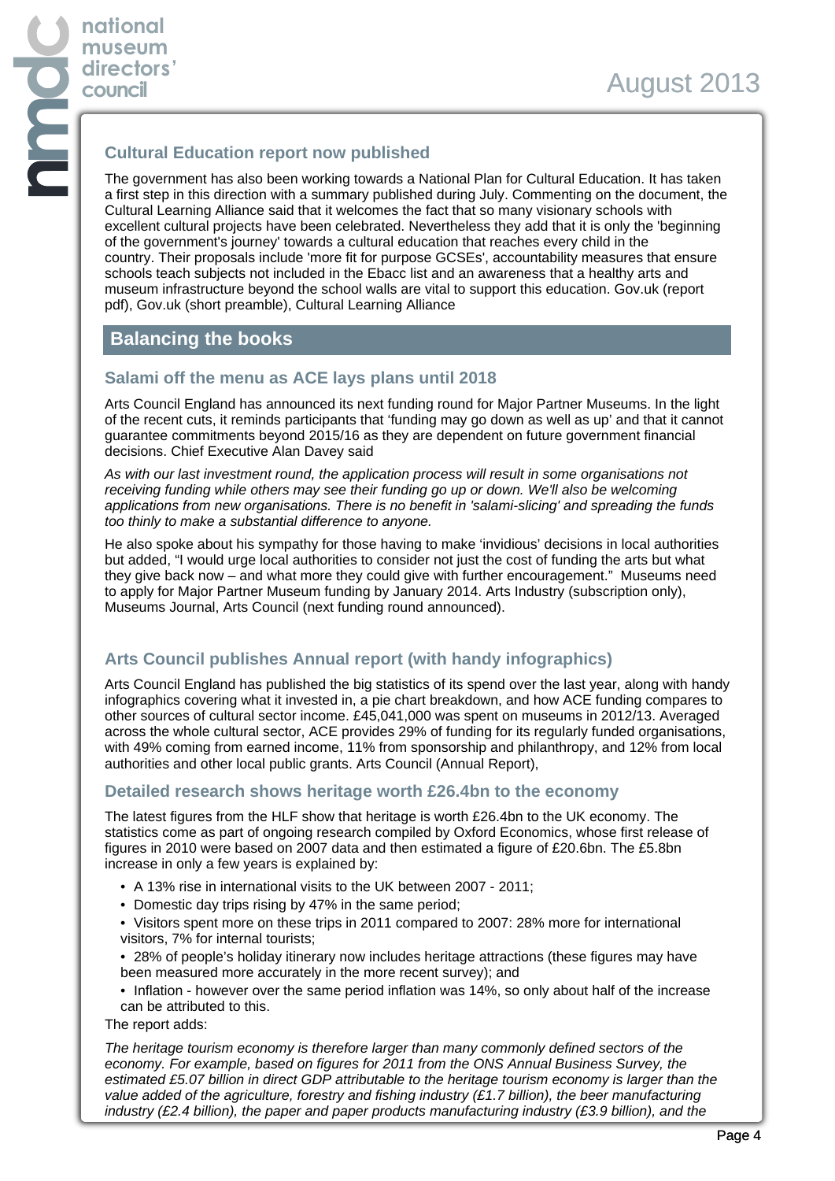### Cultural Education report now published

The government has also been working towards a National Plan for Cultural Education. It has taken a first step in this direction with a summary published during July. Commenting on the document, the Cultural Learning Alliance said that it welcomes the fact that so many visionary schools with excellent cultural projects have been celebrated. Nevertheless they add that it is only the 'beginning of the government's journey' towards a cultural education that reaches every child in the country. Their proposals include 'more fit for purpose GCSEs', accountability measures that ensure schools teach subjects not included in the Ebacc list and an awareness that a healthy arts and museum infrastructure beyond the school walls are vital to support this education. Gov.uk (report pdf), Gov.uk (short preamble), Cultural Learning Alliance

## Balancing the books

### Salami off the menu as ACE lays plans until 2018

Arts Council England has announced its next funding round for Major Partner Museums. In the light of the recent cuts, it reminds participants that 'funding may go down as well as up' and that it cannot guarantee commitments beyond 2015/16 as they are dependent on future government financial decisions. Chief Executive Alan Davey said

*As with our last investment round, the application process will result in some organisations not receiving funding while others may see their funding go up or down. We'll also be welcoming applications from new organisations. There is no benefit in 'salami-slicing' and spreading the funds too thinly to make a substantial difference to anyone.*

He also spoke about his sympathy for those having to make 'invidious' decisions in local authorities but added, "I would urge local authorities to consider not just the cost of funding the arts but what they give back now – and what more they could give with further encouragement." Museums need to apply for Major Partner Museum funding by January 2014. Arts Industry (subscription only), Museums Journal, Arts Council (next funding round announced).

### Arts Council publishes Annual report (with handy infographics)

Arts Council England has published the big statistics of its spend over the last year, along with handy infographics covering what it invested in, a pie chart breakdown, and how ACE funding compares to other sources of cultural sector income. £45,041,000 was spent on museums in 2012/13. Averaged across the whole cultural sector, ACE provides 29% of funding for its regularly funded organisations, with 49% coming from earned income, 11% from sponsorship and philanthropy, and 12% from local authorities and other local public grants. Arts Council (Annual Report),

### Detailed research shows heritage worth £26.4bn to the economy

The latest figures from the HLF show that heritage is worth £26.4bn to the UK economy. The statistics come as part of ongoing research compiled by Oxford Economics, whose first release of figures in 2010 were based on 2007 data and then estimated a figure of £20.6bn. The £5.8bn increase in only a few years is explained by:

- A 13% rise in international visits to the UK between 2007 - 2011;
- Domestic day trips rising by 47% in the same period;
- Visitors spent more on these trips in 2011 compared to 2007: 28% more for international visitors, 7% for internal tourists;
- 28% of people's holiday itinerary now includes heritage attractions (these figures may have been measured more accurately in the more recent survey); and
- Inflation - however over the same period inflation was 14%, so only about half of the increase can be attributed to this.

The report adds:

*The heritage tourism economy is therefore larger than many commonly defined sectors of the economy. For example, based on figures for 2011 from the ONS Annual Business Survey, the estimated £5.07 billion in direct GDP attributable to the heritage tourism economy is larger than the value added of the agriculture, forestry and fishing industry (£1.7 billion), the beer manufacturing industry (£2.4 billion), the paper and paper products manufacturing industry (£3.9 billion), and the*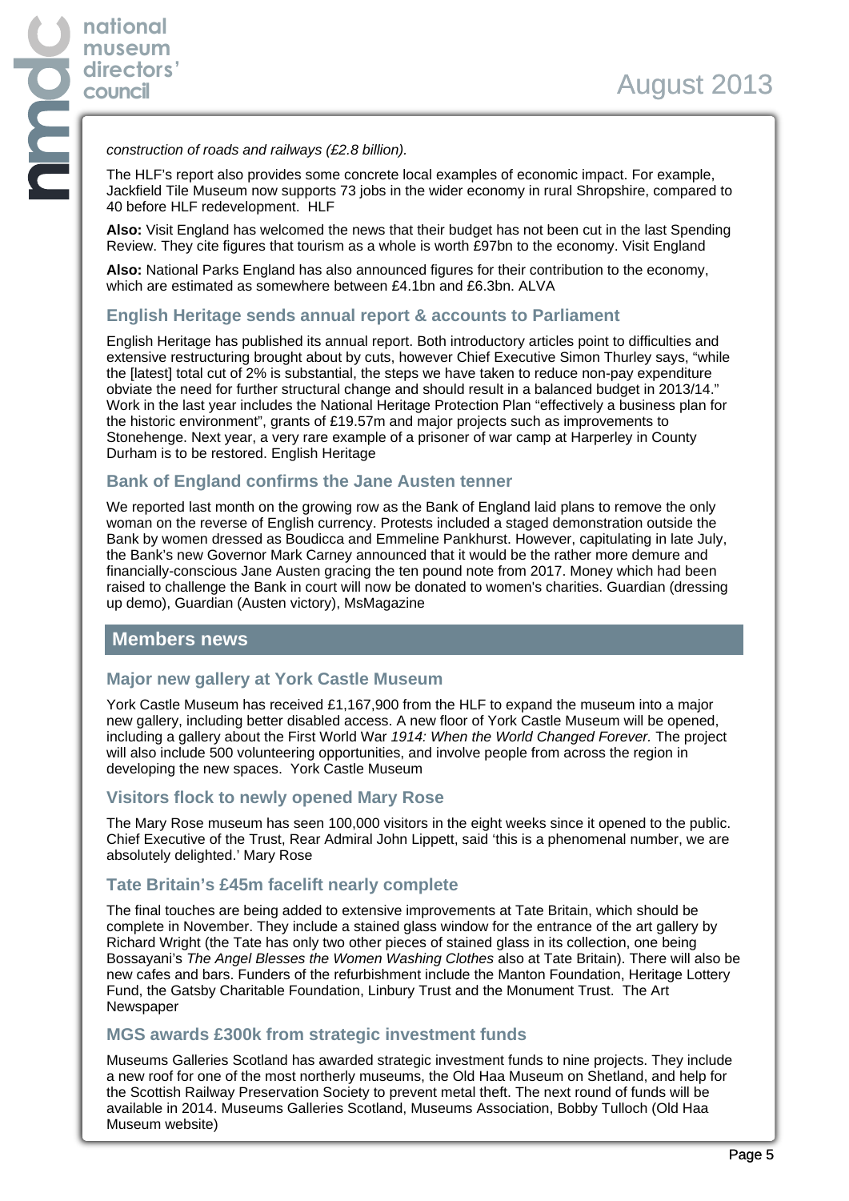*construction of roads and railways (£2.8 billion).*

The HLF's report also provides some concrete local examples of economic impact. For example, Jackfield Tile Museum now supports 73 jobs in the wider economy in rural Shropshire, compared to 40 before HLF redevelopment. HLF

**Also:** Visit England has welcomed the news that their budget has not been cut in the last Spending Review. They cite figures that tourism as a whole is worth £97bn to the economy. Visit England

**Also:** National Parks England has also announced figures for their contribution to the economy, which are estimated as somewhere between £4.1bn and £6.3bn. ALVA

### English Heritage sends annual report & accounts to Parliament

English Heritage has published its annual report. Both introductory articles point to difficulties and extensive restructuring brought about by cuts, however Chief Executive Simon Thurley says, "while the [latest] total cut of 2% is substantial, the steps we have taken to reduce non-pay expenditure obviate the need for further structural change and should result in a balanced budget in 2013/14." Work in the last year includes the National Heritage Protection Plan "effectively a business plan for the historic environment", grants of £19.57m and major projects such as improvements to Stonehenge. Next year, a very rare example of a prisoner of war camp at Harperley in County Durham is to be restored. English Heritage

### Bank of England confirms the Jane Austen tenner

We reported last month on the growing row as the Bank of England laid plans to remove the only woman on the reverse of English currency. Protests included a staged demonstration outside the Bank by women dressed as Boudicca and Emmeline Pankhurst. However, capitulating in late July, the Bank's new Governor Mark Carney announced that it would be the rather more demure and financially-conscious Jane Austen gracing the ten pound note from 2017. Money which had been raised to challenge the Bank in court will now be donated to women's charities. Guardian (dressing up demo), Guardian (Austen victory), MsMagazine

## Members news

### Major new gallery at York Castle Museum

York Castle Museum has received £1,167,900 from the HLF to expand the museum into a major new gallery, including better disabled access. A new floor of York Castle Museum will be opened, including a gallery about the First World War *1914: When the World Changed Forever.* The project will also include 500 volunteering opportunities, and involve people from across the region in developing the new spaces. York Castle Museum

### Visitors flock to newly opened Mary Rose

The Mary Rose museum has seen 100,000 visitors in the eight weeks since it opened to the public. Chief Executive of the Trust, Rear Admiral John Lippett, said 'this is a phenomenal number, we are absolutely delighted.' Mary Rose

### Tate Britain's £45m facelift nearly complete

The final touches are being added to extensive improvements at Tate Britain, which should be complete in November. They include a stained glass window for the entrance of the art gallery by Richard Wright (the Tate has only two other pieces of stained glass in its collection, one being Bossayani's *The Angel Blesses the Women Washing Clothes* also at Tate Britain). There will also be new cafes and bars. Funders of the refurbishment include the Manton Foundation, Heritage Lottery Fund, the Gatsby Charitable Foundation, Linbury Trust and the Monument Trust. The Art Newspaper

### MGS awards £300k from strategic investment funds

Museums Galleries Scotland has awarded strategic investment funds to nine projects. They include a new roof for one of the most northerly museums, the Old Haa Museum on Shetland, and help for the Scottish Railway Preservation Society to prevent metal theft. The next round of funds will be available in 2014. Museums Galleries Scotland, Museums Association, Bobby Tulloch (Old Haa Museum website)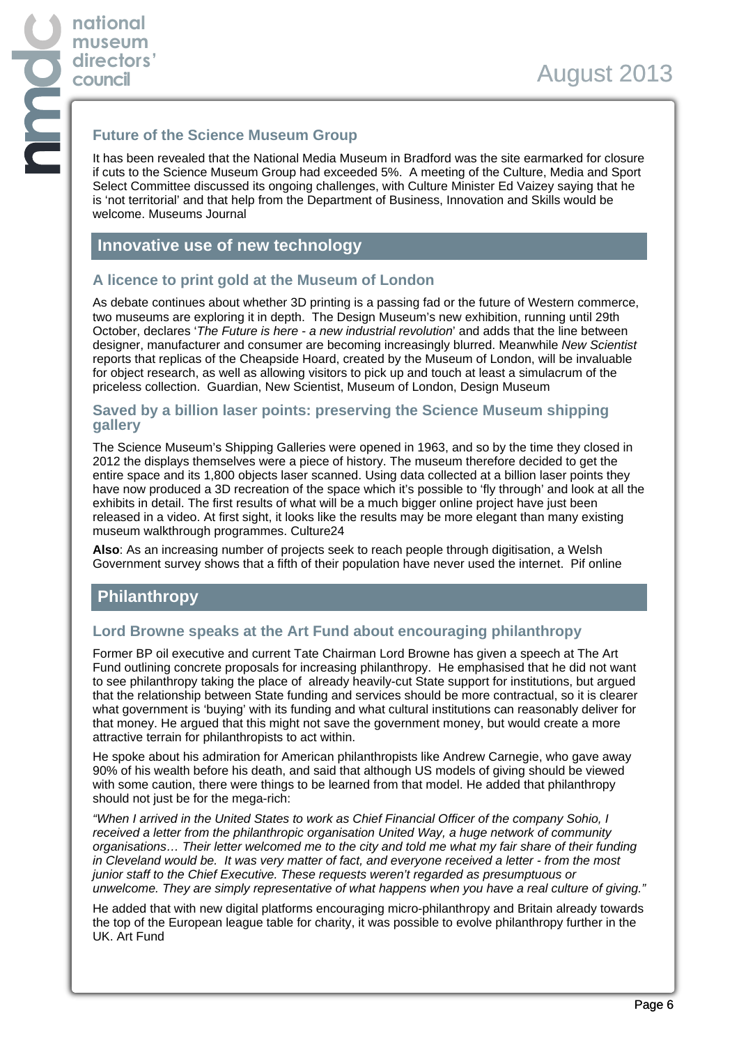### Future of the Science Museum Group

It has been revealed that the National Media Museum in Bradford was the site earmarked for closure if cuts to the Science Museum Group had exceeded 5%. A meeting of the Culture, Media and Sport Select Committee discussed its ongoing challenges, with Culture Minister Ed Vaizey saying that he is 'not territorial' and that help from the Department of Business, Innovation and Skills would be welcome. Museums Journal

## Innovative use of new technology

### A licence to print gold at the Museum of London

As debate continues about whether 3D printing is a passing fad or the future of Western commerce, two museums are exploring it in depth. The Design Museum's new exhibition, running until 29th October, declares '*The Future is here - a new industrial revolution*' and adds that the line between designer, manufacturer and consumer are becoming increasingly blurred. Meanwhile *New Scientist* reports that replicas of the Cheapside Hoard, created by the Museum of London, will be invaluable for object research, as well as allowing visitors to pick up and touch at least a simulacrum of the priceless collection. Guardian, New Scientist, Museum of London, Design Museum

### Saved by a billion laser points: preserving the Science Museum shipping gallery

The Science Museum's Shipping Galleries were opened in 1963, and so by the time they closed in 2012 the displays themselves were a piece of history. The museum therefore decided to get the entire space and its 1,800 objects laser scanned. Using data collected at a billion laser points they have now produced a 3D recreation of the space which it's possible to 'fly through' and look at all the exhibits in detail. The first results of what will be a much bigger online project have just been released in a video. At first sight, it looks like the results may be more elegant than many existing museum walkthrough programmes. Culture24

**Also**: As an increasing number of projects seek to reach people through digitisation, a Welsh Government survey shows that a fifth of their population have never used the internet. Pif online

## Philanthropy

### Lord Browne speaks at the Art Fund about encouraging philanthropy

Former BP oil executive and current Tate Chairman Lord Browne has given a speech at The Art Fund outlining concrete proposals for increasing philanthropy. He emphasised that he did not want to see philanthropy taking the place of already heavily-cut State support for institutions, but argued that the relationship between State funding and services should be more contractual, so it is clearer what government is 'buying' with its funding and what cultural institutions can reasonably deliver for that money. He argued that this might not save the government money, but would create a more attractive terrain for philanthropists to act within.

He spoke about his admiration for American philanthropists like Andrew Carnegie, who gave away 90% of his wealth before his death, and said that although US models of giving should be viewed with some caution, there were things to be learned from that model. He added that philanthropy should not just be for the mega-rich:

*"When I arrived in the United States to work as Chief Financial Officer of the company Sohio, I received a letter from the philanthropic organisation United Way, a huge network of community organisations… Their letter welcomed me to the city and told me what my fair share of their funding in Cleveland would be. It was very matter of fact, and everyone received a letter - from the most junior staff to the Chief Executive. These requests weren't regarded as presumptuous or unwelcome. They are simply representative of what happens when you have a real culture of giving."*

He added that with new digital platforms encouraging micro-philanthropy and Britain already towards the top of the European league table for charity, it was possible to evolve philanthropy further in the UK. Art Fund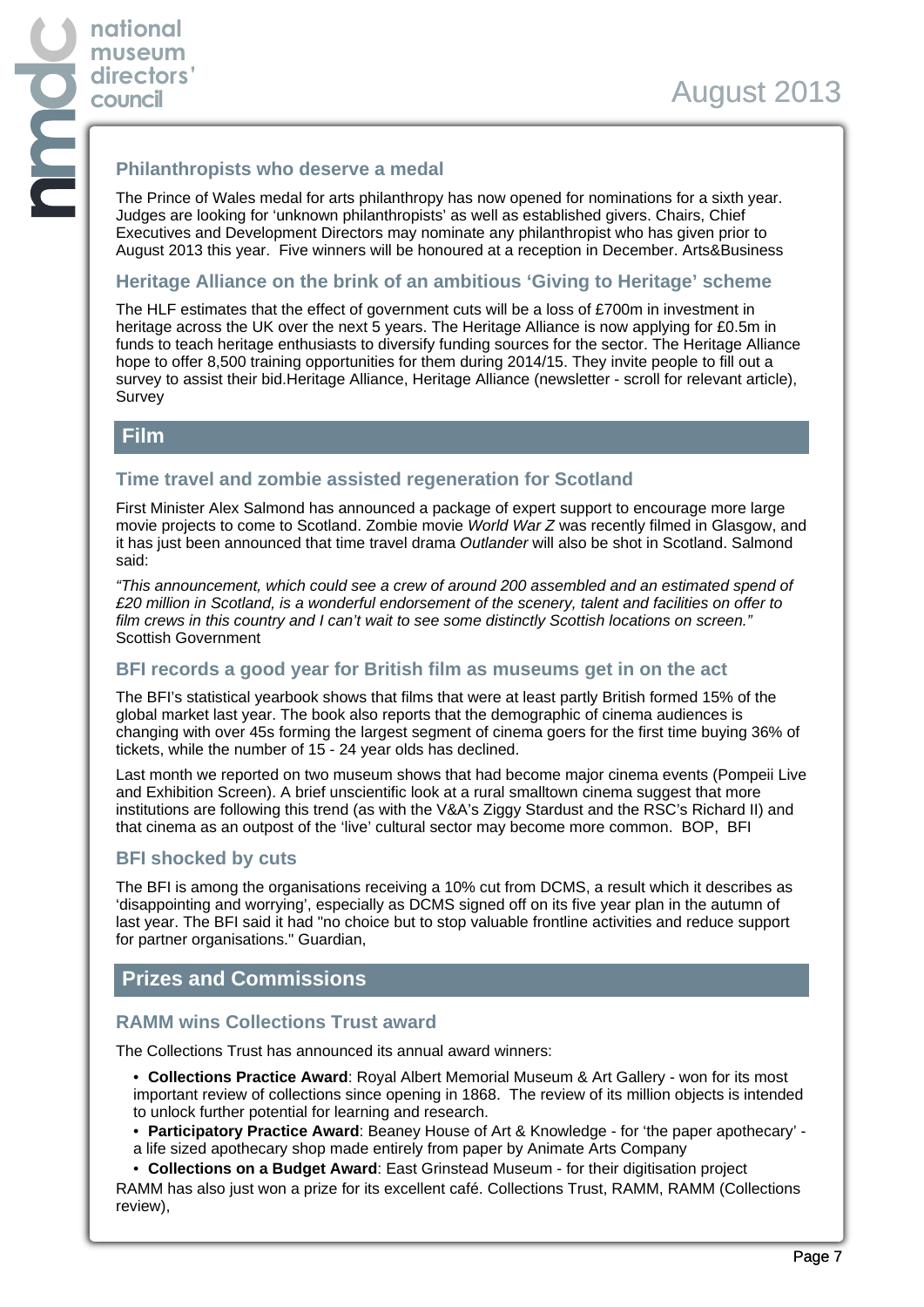### Philanthropists who deserve a medal

The Prince of Wales medal for arts philanthropy has now opened for nominations for a sixth year. Judges are looking for 'unknown philanthropists' as well as established givers. Chairs, Chief Executives and Development Directors may nominate any philanthropist who has given prior to August 2013 this year. Five winners will be honoured at a reception in December. Arts&Business

### Heritage Alliance on the brink of an ambitious 'Giving to Heritage' scheme

The HLF estimates that the effect of government cuts will be a loss of £700m in investment in heritage across the UK over the next 5 years. The Heritage Alliance is now applying for £0.5m in funds to teach heritage enthusiasts to diversify funding sources for the sector. The Heritage Alliance hope to offer 8,500 training opportunities for them during 2014/15. They invite people to fill out a survey to assist their bid.Heritage Alliance, Heritage Alliance (newsletter - scroll for relevant article), Survey

## Film

### Time travel and zombie assisted regeneration for Scotland

First Minister Alex Salmond has announced a package of expert support to encourage more large movie projects to come to Scotland. Zombie movie *World War Z* was recently filmed in Glasgow, and it has just been announced that time travel drama *Outlander* will also be shot in Scotland. Salmond said:

*"This announcement, which could see a crew of around 200 assembled and an estimated spend of £20 million in Scotland, is a wonderful endorsement of the scenery, talent and facilities on offer to film crews in this country and I can't wait to see some distinctly Scottish locations on screen."* Scottish Government

### BFI records a good year for British film as museums get in on the act

The BFI's statistical yearbook shows that films that were at least partly British formed 15% of the global market last year. The book also reports that the demographic of cinema audiences is changing with over 45s forming the largest segment of cinema goers for the first time buying 36% of tickets, while the number of 15 - 24 year olds has declined.

Last month we reported on two museum shows that had become major cinema events (Pompeii Live and Exhibition Screen). A brief unscientific look at a rural smalltown cinema suggest that more institutions are following this trend (as with the V&A's Ziggy Stardust and the RSC's Richard II) and that cinema as an outpost of the 'live' cultural sector may become more common. BOP, BFI

### BFI shocked by cuts

The BFI is among the organisations receiving a 10% cut from DCMS, a result which it describes as 'disappointing and worrying', especially as DCMS signed off on its five year plan in the autumn of last year. The BFI said it had "no choice but to stop valuable frontline activities and reduce support for partner organisations." Guardian,

## Prizes and Commissions

### RAMM wins Collections Trust award

The Collections Trust has announced its annual award winners:

- **Collections Practice Award**: Royal Albert Memorial Museum & Art Gallery - won for its most important review of collections since opening in 1868. The review of its million objects is intended to unlock further potential for learning and research.
- **Participatory Practice Award**: Beaney House of Art & Knowledge - for 'the paper apothecary' - a life sized apothecary shop made entirely from paper by Animate Arts Company
- **Collections on a Budget Award**: East Grinstead Museum - for their digitisation project

RAMM has also just won a prize for its excellent café. Collections Trust, RAMM, RAMM (Collections review),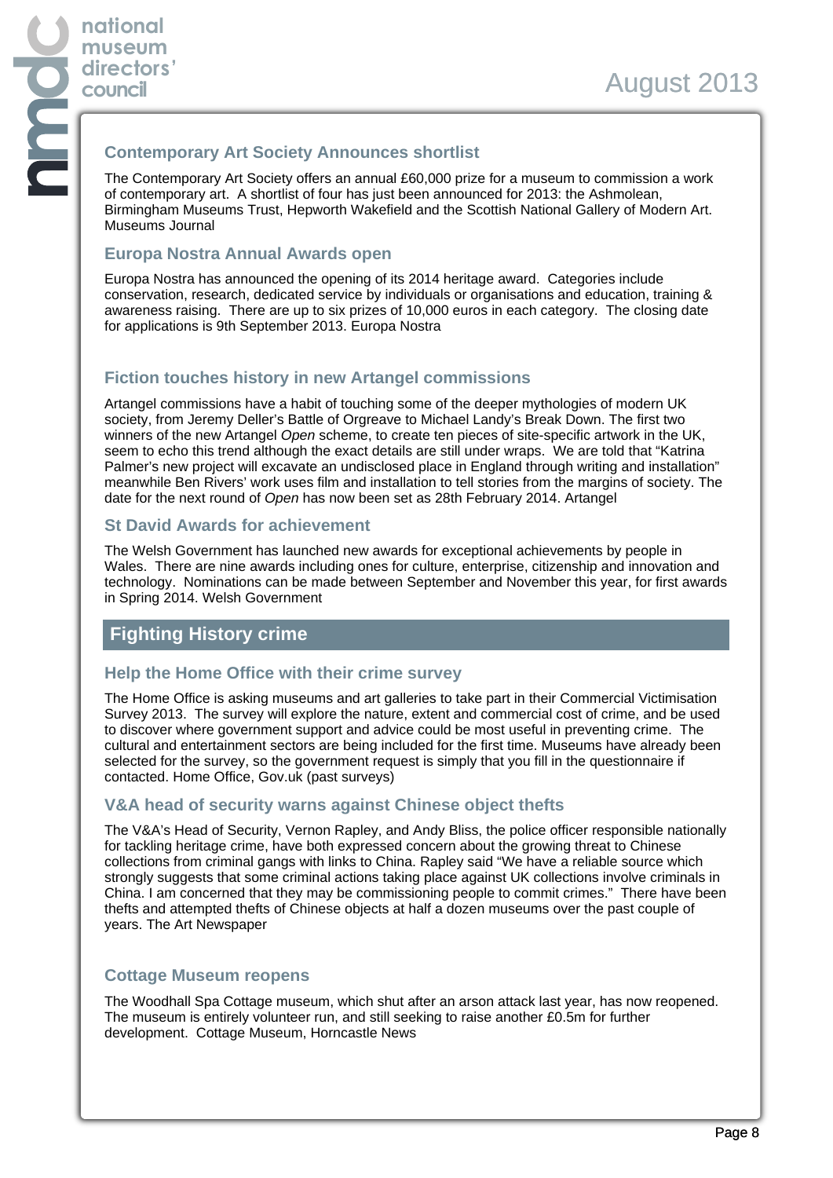### Contemporary Art Society Announces shortlist

The Contemporary Art Society offers an annual £60,000 prize for a museum to commission a work of contemporary art. A shortlist of four has just been announced for 2013: the Ashmolean, Birmingham Museums Trust, Hepworth Wakefield and the Scottish National Gallery of Modern Art. Museums Journal

### Europa Nostra Annual Awards open

Europa Nostra has announced the opening of its 2014 heritage award. Categories include conservation, research, dedicated service by individuals or organisations and education, training & awareness raising. There are up to six prizes of 10,000 euros in each category. The closing date for applications is 9th September 2013. Europa Nostra

### Fiction touches history in new Artangel commissions

Artangel commissions have a habit of touching some of the deeper mythologies of modern UK society, from Jeremy Deller's Battle of Orgreave to Michael Landy's Break Down. The first two winners of the new Artangel *Open* scheme, to create ten pieces of site-specific artwork in the UK, seem to echo this trend although the exact details are still under wraps. We are told that "Katrina Palmer's new project will excavate an undisclosed place in England through writing and installation" meanwhile Ben Rivers' work uses film and installation to tell stories from the margins of society. The date for the next round of *Open* has now been set as 28th February 2014. Artangel

### St David Awards for achievement

The Welsh Government has launched new awards for exceptional achievements by people in Wales. There are nine awards including ones for culture, enterprise, citizenship and innovation and technology. Nominations can be made between September and November this year, for first awards in Spring 2014. Welsh Government

## Fighting History crime

### Help the Home Office with their crime survey

The Home Office is asking museums and art galleries to take part in their Commercial Victimisation Survey 2013. The survey will explore the nature, extent and commercial cost of crime, and be used to discover where government support and advice could be most useful in preventing crime. The cultural and entertainment sectors are being included for the first time. Museums have already been selected for the survey, so the government request is simply that you fill in the questionnaire if contacted. Home Office, Gov.uk (past surveys)

### V&A head of security warns against Chinese object thefts

The V&A's Head of Security, Vernon Rapley, and Andy Bliss, the police officer responsible nationally for tackling heritage crime, have both expressed concern about the growing threat to Chinese collections from criminal gangs with links to China. Rapley said "We have a reliable source which strongly suggests that some criminal actions taking place against UK collections involve criminals in China. I am concerned that they may be commissioning people to commit crimes." There have been thefts and attempted thefts of Chinese objects at half a dozen museums over the past couple of years. The Art Newspaper

### Cottage Museum reopens

The Woodhall Spa Cottage museum, which shut after an arson attack last year, has now reopened. The museum is entirely volunteer run, and still seeking to raise another £0.5m for further development. Cottage Museum, Horncastle News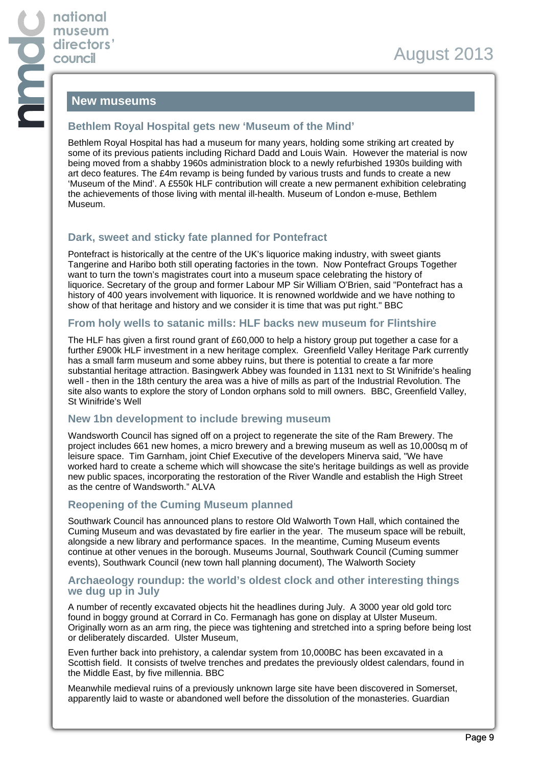## New museums

### Bethlem Royal Hospital gets new 'Museum of the Mind'

Bethlem Royal Hospital has had a museum for many years, holding some striking art created by some of its previous patients including Richard Dadd and Louis Wain. However the material is now being moved from a shabby 1960s administration block to a newly refurbished 1930s building with art deco features. The £4m revamp is being funded by various trusts and funds to create a new 'Museum of the Mind'. A £550k HLF contribution will create a new permanent exhibition celebrating the achievements of those living with mental ill-health. Museum of London e-muse, Bethlem Museum.

### Dark, sweet and sticky fate planned for Pontefract

Pontefract is historically at the centre of the UK's liquorice making industry, with sweet giants Tangerine and Haribo both still operating factories in the town. Now Pontefract Groups Together want to turn the town's magistrates court into a museum space celebrating the history of liquorice. Secretary of the group and former Labour MP Sir William O'Brien, said "Pontefract has a history of 400 years involvement with liquorice. It is renowned worldwide and we have nothing to show of that heritage and history and we consider it is time that was put right." BBC

### From holy wells to satanic mills: HLF backs new museum for Flintshire

The HLF has given a first round grant of £60,000 to help a history group put together a case for a further £900k HLF investment in a new heritage complex. Greenfield Valley Heritage Park currently has a small farm museum and some abbey ruins, but there is potential to create a far more substantial heritage attraction. Basingwerk Abbey was founded in 1131 next to St Winifride's healing well - then in the 18th century the area was a hive of mills as part of the Industrial Revolution. The site also wants to explore the story of London orphans sold to mill owners. BBC, Greenfield Valley, St Winifride's Well

### New 1bn development to include brewing museum

Wandsworth Council has signed off on a project to regenerate the site of the Ram Brewery. The project includes 661 new homes, a micro brewery and a brewing museum as well as 10,000sq m of leisure space. Tim Garnham, joint Chief Executive of the developers Minerva said, "We have worked hard to create a scheme which will showcase the site's heritage buildings as well as provide new public spaces, incorporating the restoration of the River Wandle and establish the High Street as the centre of Wandsworth." ALVA

### Reopening of the Cuming Museum planned

Southwark Council has announced plans to restore Old Walworth Town Hall, which contained the Cuming Museum and was devastated by fire earlier in the year. The museum space will be rebuilt, alongside a new library and performance spaces. In the meantime, Cuming Museum events continue at other venues in the borough. Museums Journal, Southwark Council (Cuming summer events), Southwark Council (new town hall planning document), The Walworth Society

### Archaeology roundup: the world's oldest clock and other interesting things we dug up in July

A number of recently excavated objects hit the headlines during July. A 3000 year old gold torc found in boggy ground at Corrard in Co. Fermanagh has gone on display at Ulster Museum. Originally worn as an arm ring, the piece was tightening and stretched into a spring before being lost or deliberately discarded. Ulster Museum,

Even further back into prehistory, a calendar system from 10,000BC has been excavated in a Scottish field. It consists of twelve trenches and predates the previously oldest calendars, found in the Middle East, by five millennia. BBC

Meanwhile medieval ruins of a previously unknown large site have been discovered in Somerset, apparently laid to waste or abandoned well before the dissolution of the monasteries. Guardian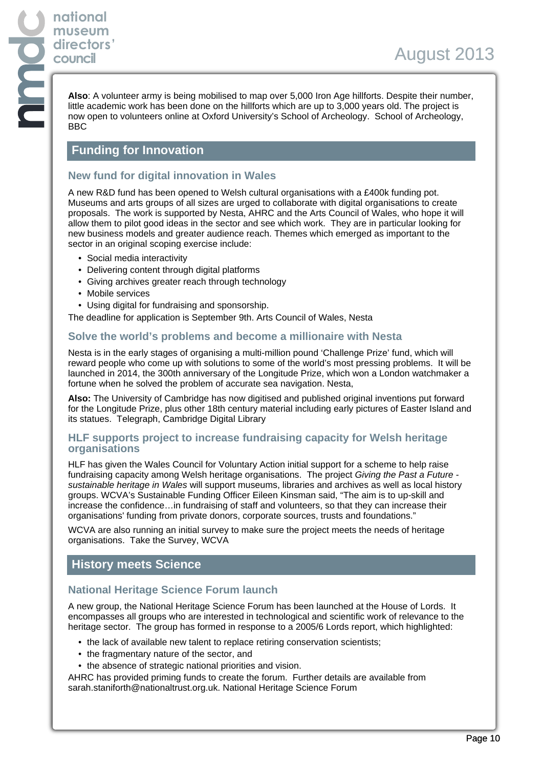**Also**: A volunteer army is being mobilised to map over 5,000 Iron Age hillforts. Despite their number, little academic work has been done on the hillforts which are up to 3,000 years old. The project is now open to volunteers online at Oxford University's School of Archeology. School of Archeology, BBC

## Funding for Innovation

### New fund for digital innovation in Wales

A new R&D fund has been opened to Welsh cultural organisations with a £400k funding pot. Museums and arts groups of all sizes are urged to collaborate with digital organisations to create proposals. The work is supported by Nesta, AHRC and the Arts Council of Wales, who hope it will allow them to pilot good ideas in the sector and see which work. They are in particular looking for new business models and greater audience reach. Themes which emerged as important to the sector in an original scoping exercise include:

- Social media interactivity
- Delivering content through digital platforms
- Giving archives greater reach through technology
- Mobile services
- Using digital for fundraising and sponsorship.

The deadline for application is September 9th. Arts Council of Wales, Nesta

### Solve the world's problems and become a millionaire with Nesta

Nesta is in the early stages of organising a multi-million pound 'Challenge Prize' fund, which will reward people who come up with solutions to some of the world's most pressing problems. It will be launched in 2014, the 300th anniversary of the Longitude Prize, which won a London watchmaker a fortune when he solved the problem of accurate sea navigation. Nesta,

**Also:** The University of Cambridge has now digitised and published original inventions put forward for the Longitude Prize, plus other 18th century material including early pictures of Easter Island and its statues. Telegraph, Cambridge Digital Library

### HLF supports project to increase fundraising capacity for Welsh heritage organisations

HLF has given the Wales Council for Voluntary Action initial support for a scheme to help raise fundraising capacity among Welsh heritage organisations. The project *Giving the Past a Future - sustainable heritage in Wales* will support museums, libraries and archives as well as local history groups. WCVA's Sustainable Funding Officer Eileen Kinsman said, "The aim is to up-skill and increase the confidence…in fundraising of staff and volunteers, so that they can increase their organisations' funding from private donors, corporate sources, trusts and foundations."

WCVA are also running an initial survey to make sure the project meets the needs of heritage organisations. Take the Survey, WCVA

## History meets Science

### National Heritage Science Forum launch

A new group, the National Heritage Science Forum has been launched at the House of Lords. It encompasses all groups who are interested in technological and scientific work of relevance to the heritage sector. The group has formed in response to a 2005/6 Lords report, which highlighted:

- the lack of available new talent to replace retiring conservation scientists;
- the fragmentary nature of the sector, and
- the absence of strategic national priorities and vision.

AHRC has provided priming funds to create the forum. Further details are available from sarah.staniforth@nationaltrust.org.uk. National Heritage Science Forum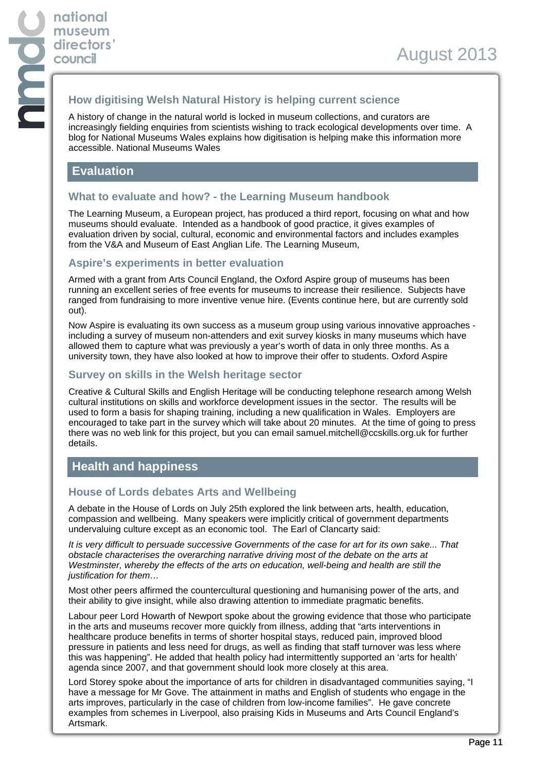### How digitising Welsh Natural History is helping current science

A history of change in the natural world is locked in museum collections, and curators are increasingly fielding enquiries from scientists wishing to track ecological developments over time. A blog for National Museums Wales explains how digitisation is helping make this information more accessible. National Museums Wales

## Evaluation

### What to evaluate and how? - the Learning Museum handbook

The Learning Museum, a European project, has produced a third report, focusing on what and how museums should evaluate. Intended as a handbook of good practice, it gives examples of evaluation driven by social, cultural, economic and environmental factors and includes examples from the V&A and Museum of East Anglian Life. The Learning Museum,

### Aspire's experiments in better evaluation

Armed with a grant from Arts Council England, the Oxford Aspire group of museums has been running an excellent series of free events for museums to increase their resilience. Subjects have ranged from fundraising to more inventive venue hire. (Events continue here, but are currently sold out).

Now Aspire is evaluating its own success as a museum group using various innovative approaches - including a survey of museum non-attenders and exit survey kiosks in many museums which have allowed them to capture what was previously a year's worth of data in only three months. As a university town, they have also looked at how to improve their offer to students. Oxford Aspire

### Survey on skills in the Welsh heritage sector

Creative & Cultural Skills and English Heritage will be conducting telephone research among Welsh cultural institutions on skills and workforce development issues in the sector. The results will be used to form a basis for shaping training, including a new qualification in Wales. Employers are encouraged to take part in the survey which will take about 20 minutes. At the time of going to press there was no web link for this project, but you can email samuel.mitchell@ccskills.org.uk for further details.

## Health and happiness

### House of Lords debates Arts and Wellbeing

A debate in the House of Lords on July 25th explored the link between arts, health, education, compassion and wellbeing. Many speakers were implicitly critical of government departments undervaluing culture except as an economic tool. The Earl of Clancarty said:

*It is very difficult to persuade successive Governments of the case for art for its own sake... That obstacle characterises the overarching narrative driving most of the debate on the arts at Westminster, whereby the effects of the arts on education, well-being and health are still the justification for them…*

Most other peers affirmed the countercultural questioning and humanising power of the arts, and their ability to give insight, while also drawing attention to immediate pragmatic benefits.

Labour peer Lord Howarth of Newport spoke about the growing evidence that those who participate in the arts and museums recover more quickly from illness, adding that "arts interventions in healthcare produce benefits in terms of shorter hospital stays, reduced pain, improved blood pressure in patients and less need for drugs, as well as finding that staff turnover was less where this was happening". He added that health policy had intermittently supported an 'arts for health' agenda since 2007, and that government should look more closely at this area.

Lord Storey spoke about the importance of arts for children in disadvantaged communities saying, "I have a message for Mr Gove. The attainment in maths and English of students who engage in the arts improves, particularly in the case of children from low-income families". He gave concrete examples from schemes in Liverpool, also praising Kids in Museums and Arts Council England's Artsmark.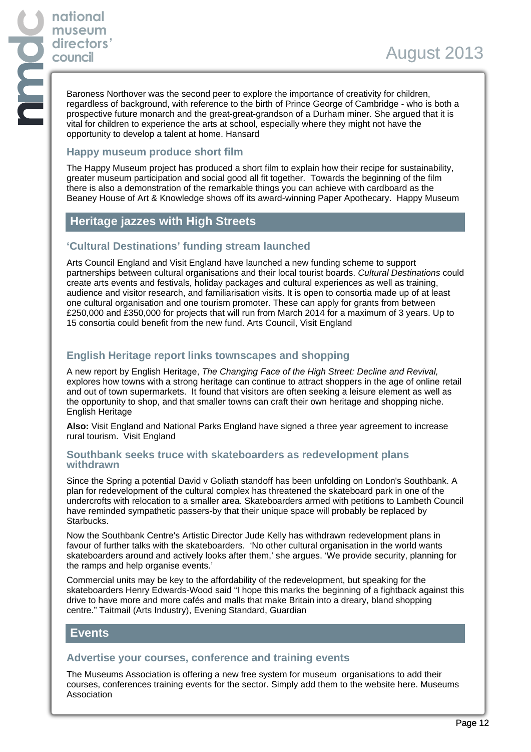Baroness Northover was the second peer to explore the importance of creativity for children, regardless of background, with reference to the birth of Prince George of Cambridge - who is both a prospective future monarch and the great-great-grandson of a Durham miner. She argued that it is vital for children to experience the arts at school, especially where they might not have the opportunity to develop a talent at home. Hansard

### Happy museum produce short film

The Happy Museum project has produced a short film to explain how their recipe for sustainability, greater museum participation and social good all fit together. Towards the beginning of the film there is also a demonstration of the remarkable things you can achieve with cardboard as the Beaney House of Art & Knowledge shows off its award-winning Paper Apothecary. Happy Museum

## Heritage jazzes with High Streets

### 'Cultural Destinations' funding stream launched

Arts Council England and Visit England have launched a new funding scheme to support partnerships between cultural organisations and their local tourist boards. *Cultural Destinations* could create arts events and festivals, holiday packages and cultural experiences as well as training, audience and visitor research, and familiarisation visits. It is open to consortia made up of at least one cultural organisation and one tourism promoter. These can apply for grants from between £250,000 and £350,000 for projects that will run from March 2014 for a maximum of 3 years. Up to 15 consortia could benefit from the new fund. Arts Council, Visit England

### English Heritage report links townscapes and shopping

A new report by English Heritage, *The Changing Face of the High Street: Decline and Revival,* explores how towns with a strong heritage can continue to attract shoppers in the age of online retail and out of town supermarkets. It found that visitors are often seeking a leisure element as well as the opportunity to shop, and that smaller towns can craft their own heritage and shopping niche. English Heritage

**Also:** Visit England and National Parks England have signed a three year agreement to increase rural tourism. Visit England

### Southbank seeks truce with skateboarders as redevelopment plans withdrawn

Since the Spring a potential David v Goliath standoff has been unfolding on London's Southbank. A plan for redevelopment of the cultural complex has threatened the skateboard park in one of the undercrofts with relocation to a smaller area. Skateboarders armed with petitions to Lambeth Council have reminded sympathetic passers-by that their unique space will probably be replaced by Starbucks.

Now the Southbank Centre's Artistic Director Jude Kelly has withdrawn redevelopment plans in favour of further talks with the skateboarders. 'No other cultural organisation in the world wants skateboarders around and actively looks after them,' she argues. 'We provide security, planning for the ramps and help organise events.'

Commercial units may be key to the affordability of the redevelopment, but speaking for the skateboarders Henry Edwards-Wood said "I hope this marks the beginning of a fightback against this drive to have more and more cafés and malls that make Britain into a dreary, bland shopping centre." Taitmail (Arts Industry), Evening Standard, Guardian

## Events

### Advertise your courses, conference and training events

The Museums Association is offering a new free system for museum organisations to add their courses, conferences training events for the sector. Simply add them to the website here. Museums Association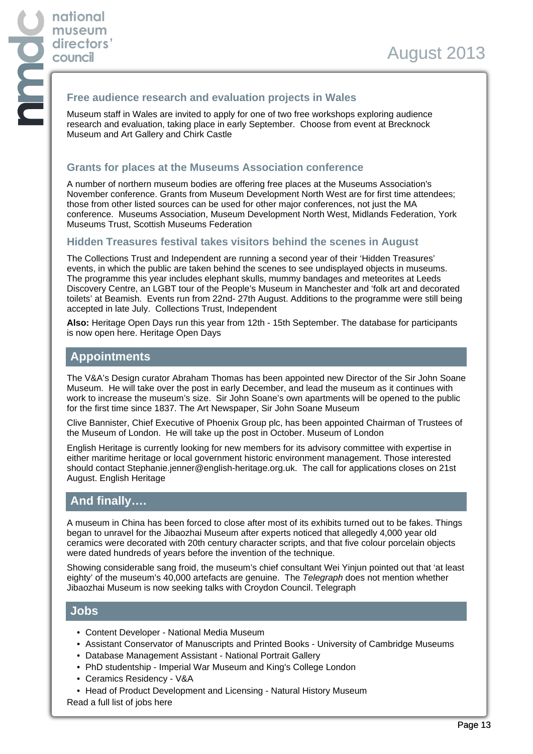### Free audience research and evaluation projects in Wales

Museum staff in Wales are invited to apply for one of two free workshops exploring audience research and evaluation, taking place in early September. Choose from event at Brecknock Museum and Art Gallery and Chirk Castle

### Grants for places at the Museums Association conference

A number of northern museum bodies are offering free places at the Museums Association's November conference. Grants from Museum Development North West are for first time attendees; those from other listed sources can be used for other major conferences, not just the MA conference. Museums Association, Museum Development North West, Midlands Federation, York Museums Trust, Scottish Museums Federation

### Hidden Treasures festival takes visitors behind the scenes in August

The Collections Trust and Independent are running a second year of their 'Hidden Treasures' events, in which the public are taken behind the scenes to see undisplayed objects in museums. The programme this year includes elephant skulls, mummy bandages and meteorites at Leeds Discovery Centre, an LGBT tour of the People's Museum in Manchester and 'folk art and decorated toilets' at Beamish. Events run from 22nd- 27th August. Additions to the programme were still being accepted in late July. Collections Trust, Independent

**Also:** Heritage Open Days run this year from 12th - 15th September. The database for participants is now open here. Heritage Open Days

## Appointments

The V&A's Design curator Abraham Thomas has been appointed new Director of the Sir John Soane Museum. He will take over the post in early December, and lead the museum as it continues with work to increase the museum's size. Sir John Soane's own apartments will be opened to the public for the first time since 1837. The Art Newspaper, Sir John Soane Museum

Clive Bannister, Chief Executive of Phoenix Group plc, has been appointed Chairman of Trustees of the Museum of London. He will take up the post in October. Museum of London

English Heritage is currently looking for new members for its advisory committee with expertise in either maritime heritage or local government historic environment management. Those interested should contact Stephanie.jenner@english-heritage.org.uk. The call for applications closes on 21st August. English Heritage

## And finally….

A museum in China has been forced to close after most of its exhibits turned out to be fakes. Things began to unravel for the Jibaozhai Museum after experts noticed that allegedly 4,000 year old ceramics were decorated with 20th century character scripts, and that five colour porcelain objects were dated hundreds of years before the invention of the technique.

Showing considerable sang froid, the museum's chief consultant Wei Yinjun pointed out that 'at least eighty' of the museum's 40,000 artefacts are genuine. The *Telegraph* does not mention whether Jibaozhai Museum is now seeking talks with Croydon Council. Telegraph

## Jobs

- Content Developer - National Media Museum
- Assistant Conservator of Manuscripts and Printed Books - University of Cambridge Museums
- Database Management Assistant - National Portrait Gallery
- PhD studentship - Imperial War Museum and King's College London
- Ceramics Residency - V&A
- Head of Product Development and Licensing - Natural History Museum

Read a full list of jobs here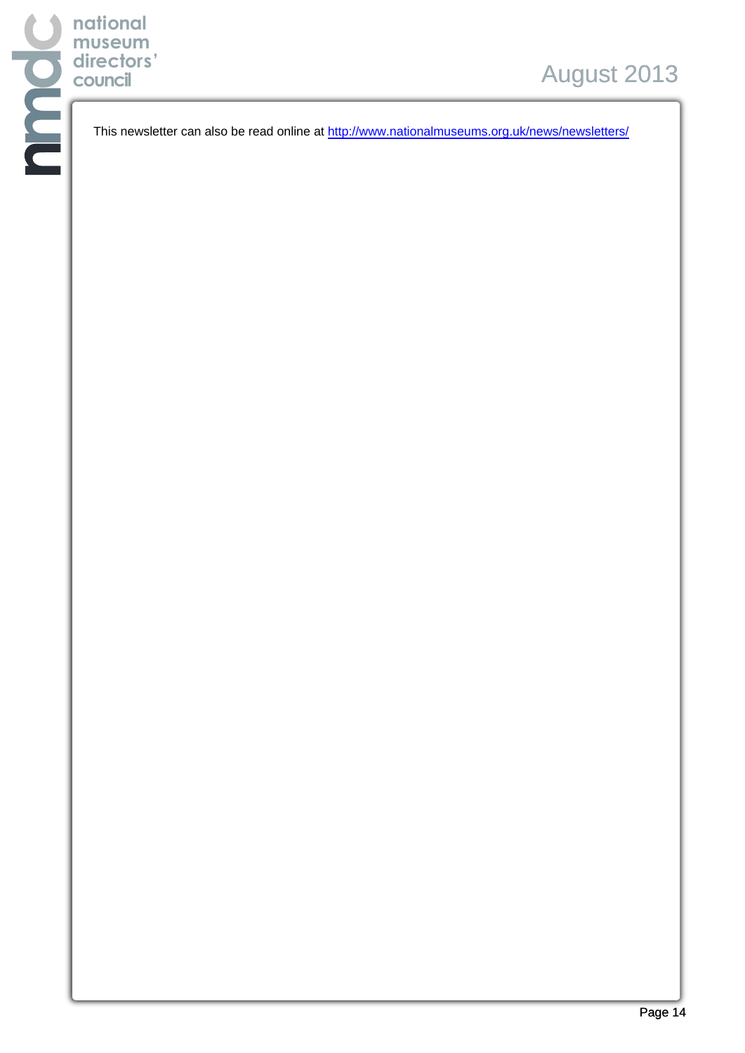This newsletter can also be read online at http://www.nationalmuseums.org.uk/news/newsletters/